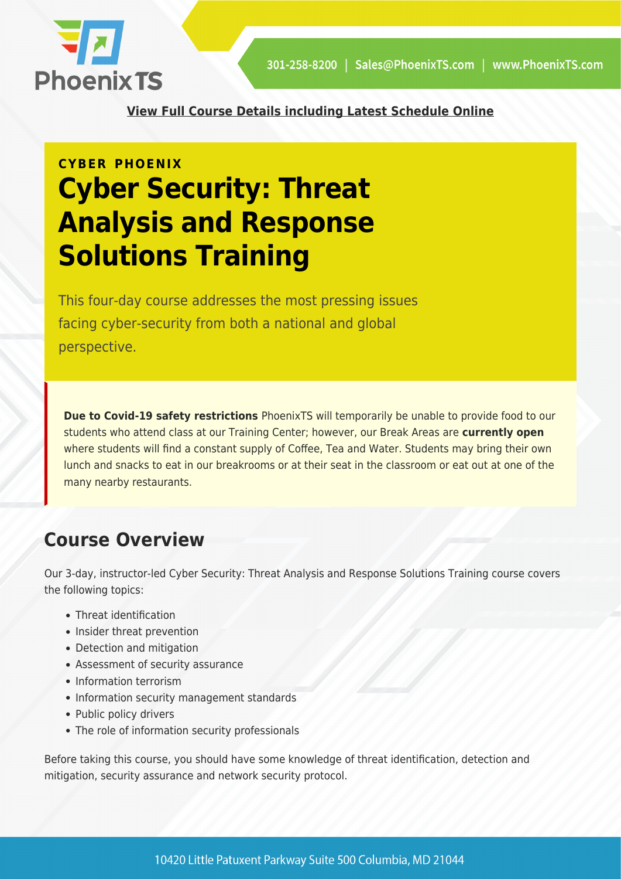[View Full Course Details including Latest Schedule Online]

**CYBER PHOENIX**

# Cyber Security: Threat Analysis and Response Solutions Training

This four-day course addresses the most pressing issues facing cyber-security from both a national and global perspective.

**Due to Covid-19 safety restrictions** PhoenixTS will temporarily be unable to provide food to our students who attend class at our Training Center; however, our Break Areas are **currently open** where students will find a constant supply of Coffee, Tea and Water. Students may bring their own lunch and snacks to eat in our breakrooms or at their seat in the classroom or eat out at one of the many nearby restaurants.

## Course Overview

Our 3-day, instructor-led Cyber Security: Threat Analysis and Response Solutions Training course covers the following topics:

- Threat identification
- Insider threat prevention
- Detection and mitigation
- Assessment of security assurance
- Information terrorism
- Information security management standards
- Public policy drivers
- The role of information security professionals

Before taking this course, you should have some knowledge of threat identification, detection and mitigation, security assurance and network security protocol.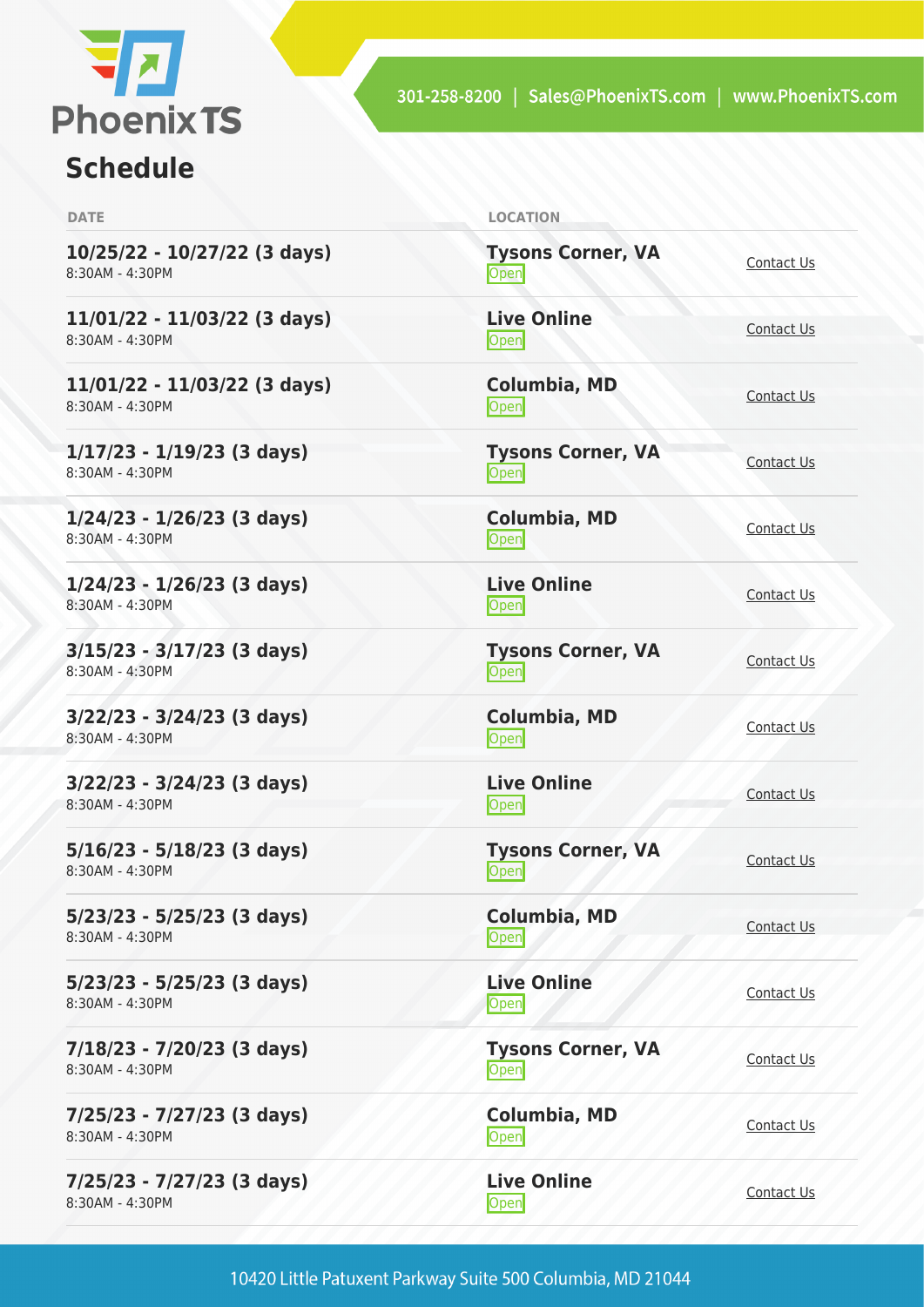## Schedule

| DATE | LOCATION | |
|---|---|---|
| **10/25/22 - 10/27/22 (3 days)**<br>8:30AM - 4:30PM | **Tysons Corner, VA**<br>Open | Contact Us |
| **11/01/22 - 11/03/22 (3 days)**<br>8:30AM - 4:30PM | **Live Online**<br>Open | Contact Us |
| **11/01/22 - 11/03/22 (3 days)**<br>8:30AM - 4:30PM | **Columbia, MD**<br>Open | Contact Us |
| **1/17/23 - 1/19/23 (3 days)**<br>8:30AM - 4:30PM | **Tysons Corner, VA**<br>Open | Contact Us |
| **1/24/23 - 1/26/23 (3 days)**<br>8:30AM - 4:30PM | **Columbia, MD**<br>Open | Contact Us |
| **1/24/23 - 1/26/23 (3 days)**<br>8:30AM - 4:30PM | **Live Online**<br>Open | Contact Us |
| **3/15/23 - 3/17/23 (3 days)**<br>8:30AM - 4:30PM | **Tysons Corner, VA**<br>Open | Contact Us |
| **3/22/23 - 3/24/23 (3 days)**<br>8:30AM - 4:30PM | **Columbia, MD**<br>Open | Contact Us |
| **3/22/23 - 3/24/23 (3 days)**<br>8:30AM - 4:30PM | **Live Online**<br>Open | Contact Us |
| **5/16/23 - 5/18/23 (3 days)**<br>8:30AM - 4:30PM | **Tysons Corner, VA**<br>Open | Contact Us |
| **5/23/23 - 5/25/23 (3 days)**<br>8:30AM - 4:30PM | **Columbia, MD**<br>Open | Contact Us |
| **5/23/23 - 5/25/23 (3 days)**<br>8:30AM - 4:30PM | **Live Online**<br>Open | Contact Us |
| **7/18/23 - 7/20/23 (3 days)**<br>8:30AM - 4:30PM | **Tysons Corner, VA**<br>Open | Contact Us |
| **7/25/23 - 7/27/23 (3 days)**<br>8:30AM - 4:30PM | **Columbia, MD**<br>Open | Contact Us |
| **7/25/23 - 7/27/23 (3 days)**<br>8:30AM - 4:30PM | **Live Online**<br>Open | Contact Us |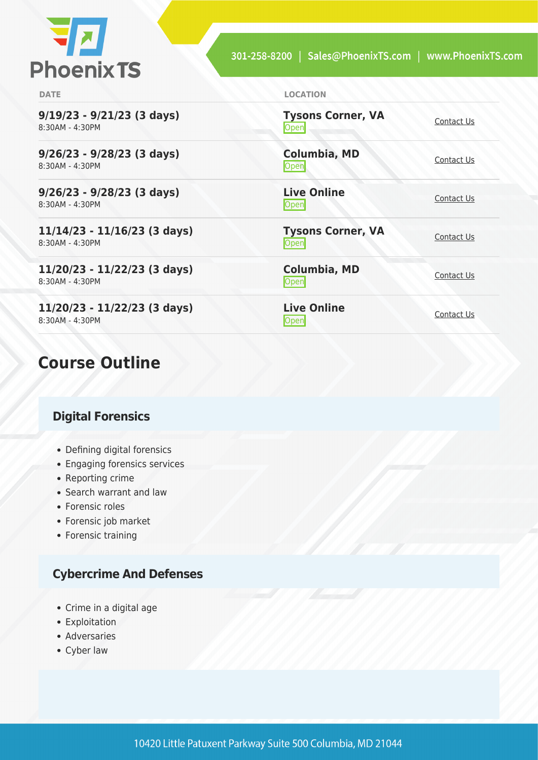| DATE | LOCATION | |
|---|---|---|
| **9/19/23 - 9/21/23 (3 days)**<br>8:30AM - 4:30PM | **Tysons Corner, VA**<br>Open | Contact Us |
| **9/26/23 - 9/28/23 (3 days)**<br>8:30AM - 4:30PM | **Columbia, MD**<br>Open | Contact Us |
| **9/26/23 - 9/28/23 (3 days)**<br>8:30AM - 4:30PM | **Live Online**<br>Open | Contact Us |
| **11/14/23 - 11/16/23 (3 days)**<br>8:30AM - 4:30PM | **Tysons Corner, VA**<br>Open | Contact Us |
| **11/20/23 - 11/22/23 (3 days)**<br>8:30AM - 4:30PM | **Columbia, MD**<br>Open | Contact Us |
| **11/20/23 - 11/22/23 (3 days)**<br>8:30AM - 4:30PM | **Live Online**<br>Open | Contact Us |

## Course Outline

### Digital Forensics

- Defining digital forensics
- Engaging forensics services
- Reporting crime
- Search warrant and law
- Forensic roles
- Forensic job market
- Forensic training

### Cybercrime And Defenses

- Crime in a digital age
- Exploitation
- Adversaries
- Cyber law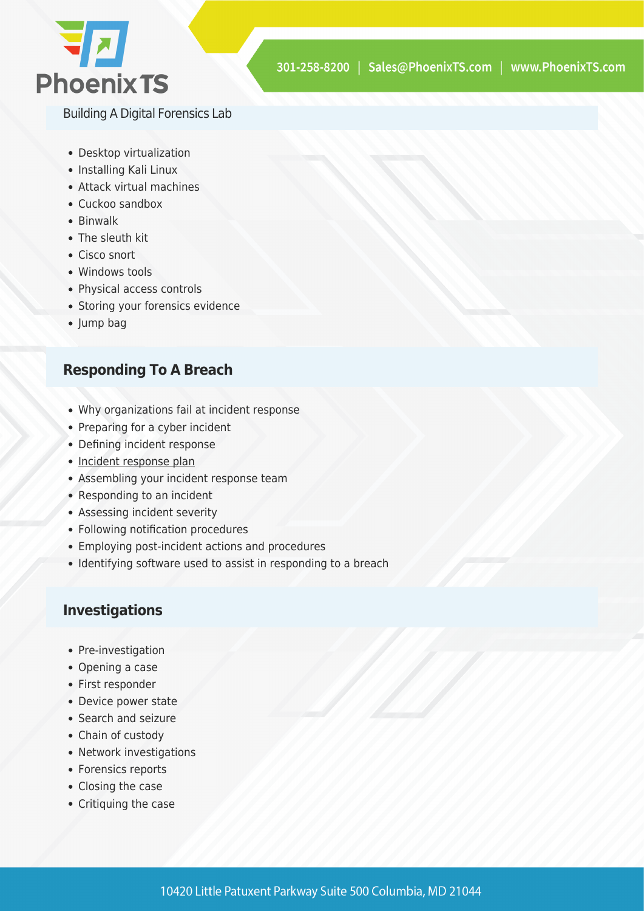## Building A Digital Forensics Lab

- Desktop virtualization
- Installing Kali Linux
- Attack virtual machines
- Cuckoo sandbox
- Binwalk
- The sleuth kit
- Cisco snort
- Windows tools
- Physical access controls
- Storing your forensics evidence
- Jump bag

## Responding To A Breach

- Why organizations fail at incident response
- Preparing for a cyber incident
- Defining incident response
- Incident response plan
- Assembling your incident response team
- Responding to an incident
- Assessing incident severity
- Following notification procedures
- Employing post-incident actions and procedures
- Identifying software used to assist in responding to a breach

## Investigations

- Pre-investigation
- Opening a case
- First responder
- Device power state
- Search and seizure
- Chain of custody
- Network investigations
- Forensics reports
- Closing the case
- Critiquing the case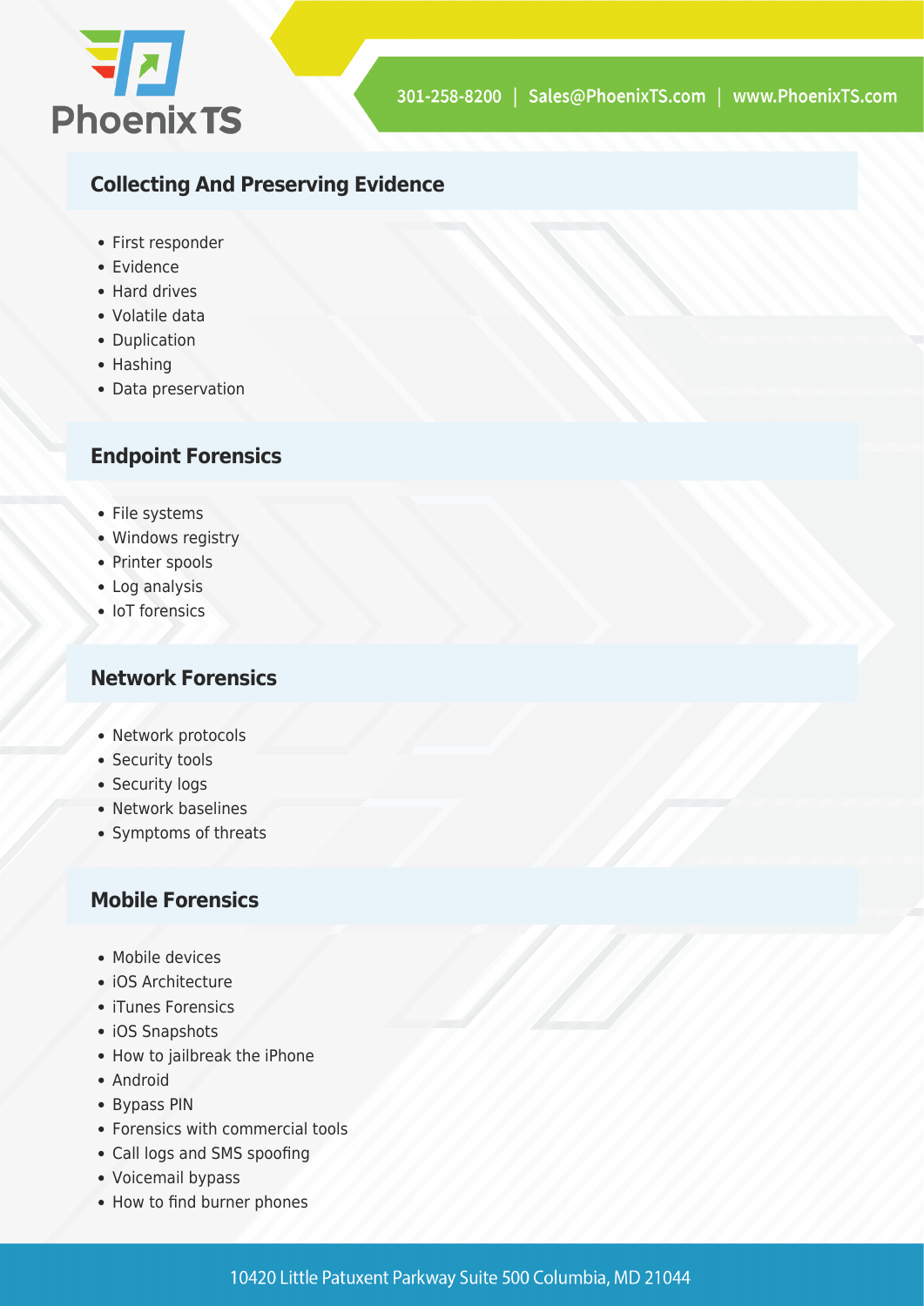## Collecting And Preserving Evidence

- First responder
- Evidence
- Hard drives
- Volatile data
- Duplication
- Hashing
- Data preservation

## Endpoint Forensics

- File systems
- Windows registry
- Printer spools
- Log analysis
- IoT forensics

## Network Forensics

- Network protocols
- Security tools
- Security logs
- Network baselines
- Symptoms of threats

## Mobile Forensics

- Mobile devices
- iOS Architecture
- iTunes Forensics
- iOS Snapshots
- How to jailbreak the iPhone
- Android
- Bypass PIN
- Forensics with commercial tools
- Call logs and SMS spoofing
- Voicemail bypass
- How to find burner phones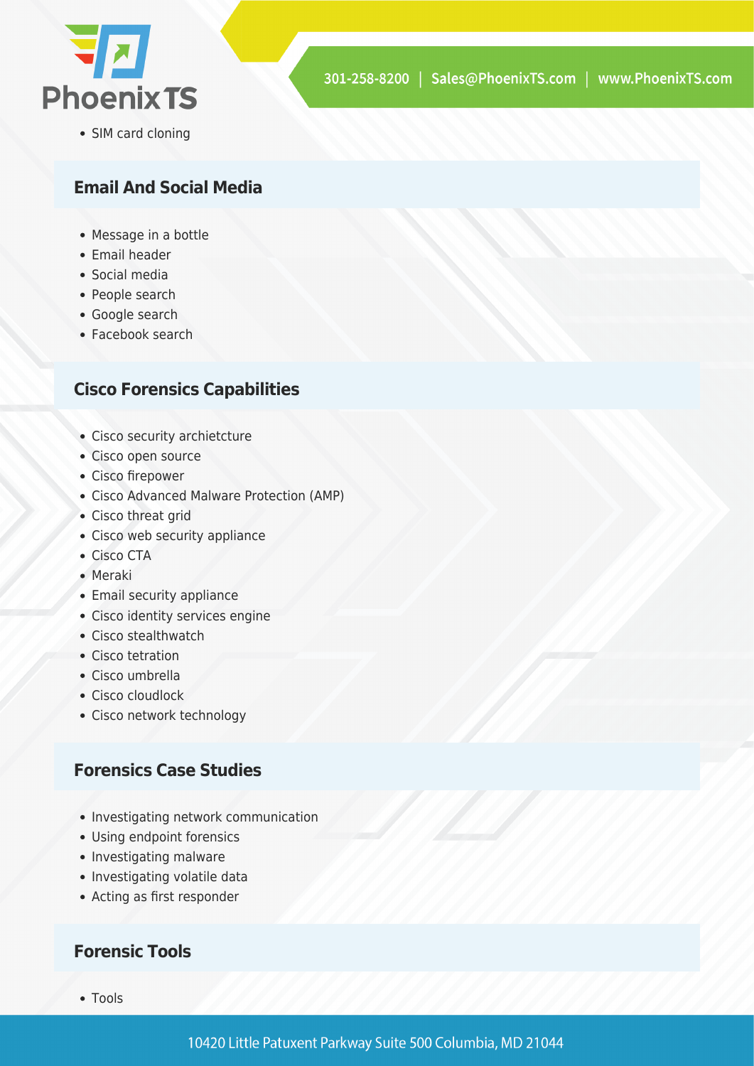- SIM card cloning

## Email And Social Media

- Message in a bottle
- Email header
- Social media
- People search
- Google search
- Facebook search

## Cisco Forensics Capabilities

- Cisco security archietcture
- Cisco open source
- Cisco firepower
- Cisco Advanced Malware Protection (AMP)
- Cisco threat grid
- Cisco web security appliance
- Cisco CTA
- Meraki
- Email security appliance
- Cisco identity services engine
- Cisco stealthwatch
- Cisco tetration
- Cisco umbrella
- Cisco cloudlock
- Cisco network technology

## Forensics Case Studies

- Investigating network communication
- Using endpoint forensics
- Investigating malware
- Investigating volatile data
- Acting as first responder

## Forensic Tools

- Tools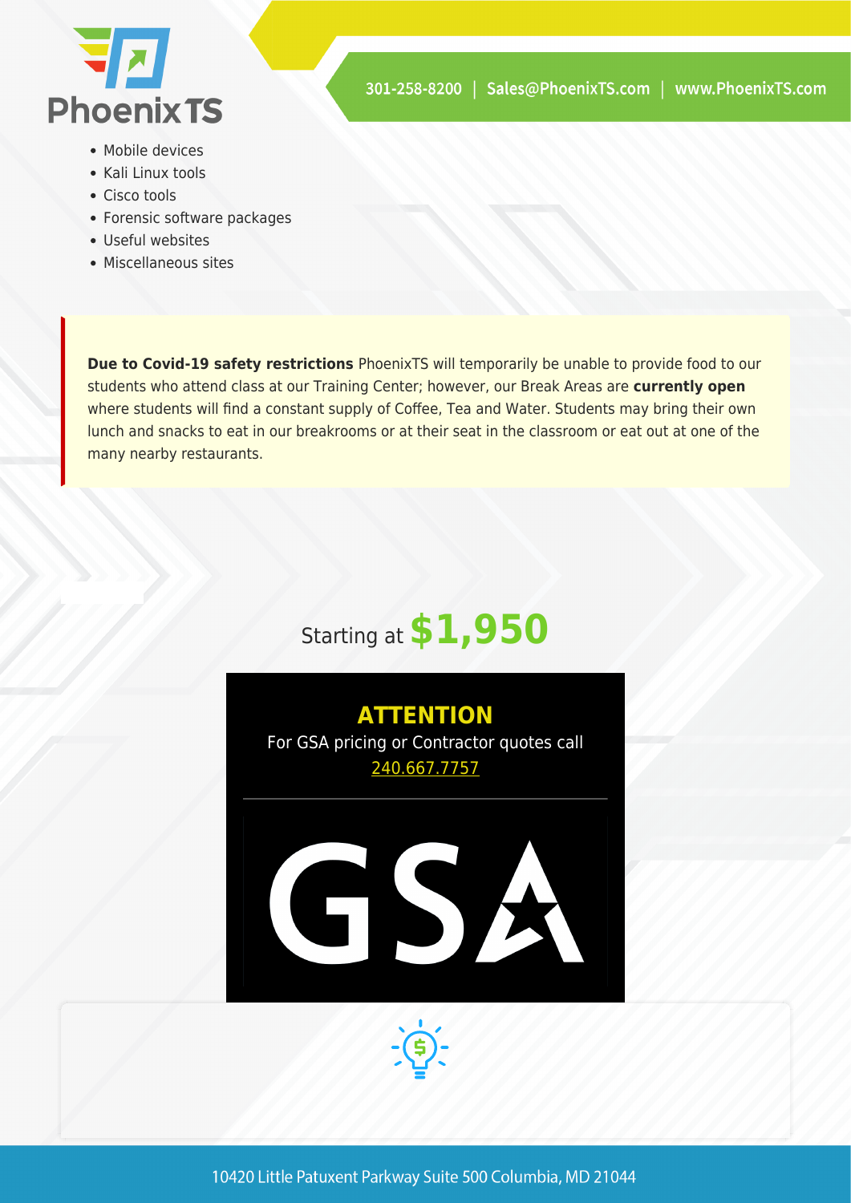- Mobile devices
- Kali Linux tools
- Cisco tools
- Forensic software packages
- Useful websites
- Miscellaneous sites

**Due to Covid-19 safety restrictions** PhoenixTS will temporarily be unable to provide food to our students who attend class at our Training Center; however, our Break Areas are **currently open** where students will find a constant supply of Coffee, Tea and Water. Students may bring their own lunch and snacks to eat in our breakrooms or at their seat in the classroom or eat out at one of the many nearby restaurants.

Starting at **$1,950**

**ATTENTION**

For GSA pricing or Contractor quotes call 240.667.7757

GSA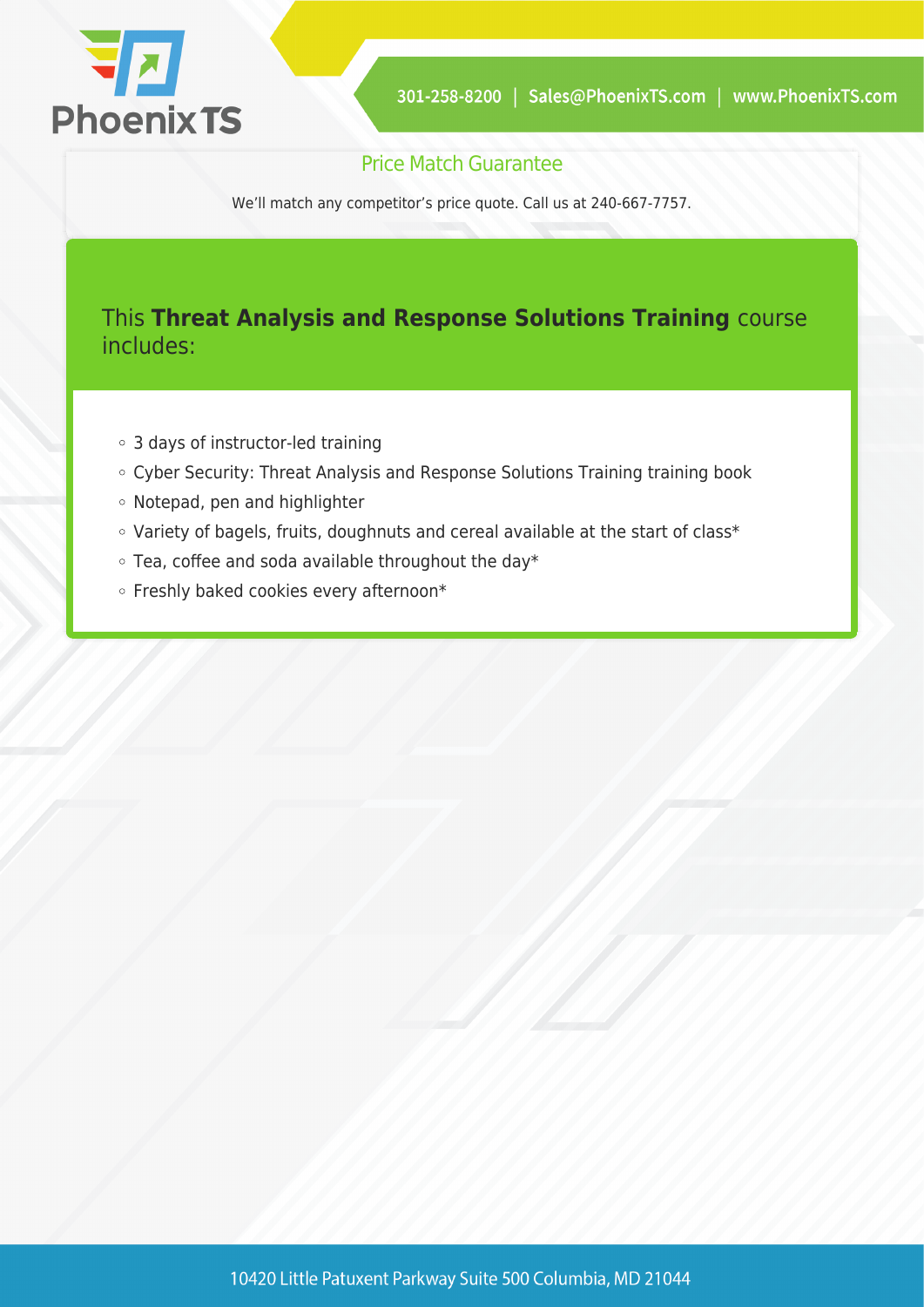## Price Match Guarantee

We'll match any competitor's price quote. Call us at 240-667-7757.

This **Threat Analysis and Response Solutions Training** course includes:

- 3 days of instructor-led training
- Cyber Security: Threat Analysis and Response Solutions Training training book
- Notepad, pen and highlighter
- Variety of bagels, fruits, doughnuts and cereal available at the start of class*
- Tea, coffee and soda available throughout the day*
- Freshly baked cookies every afternoon*